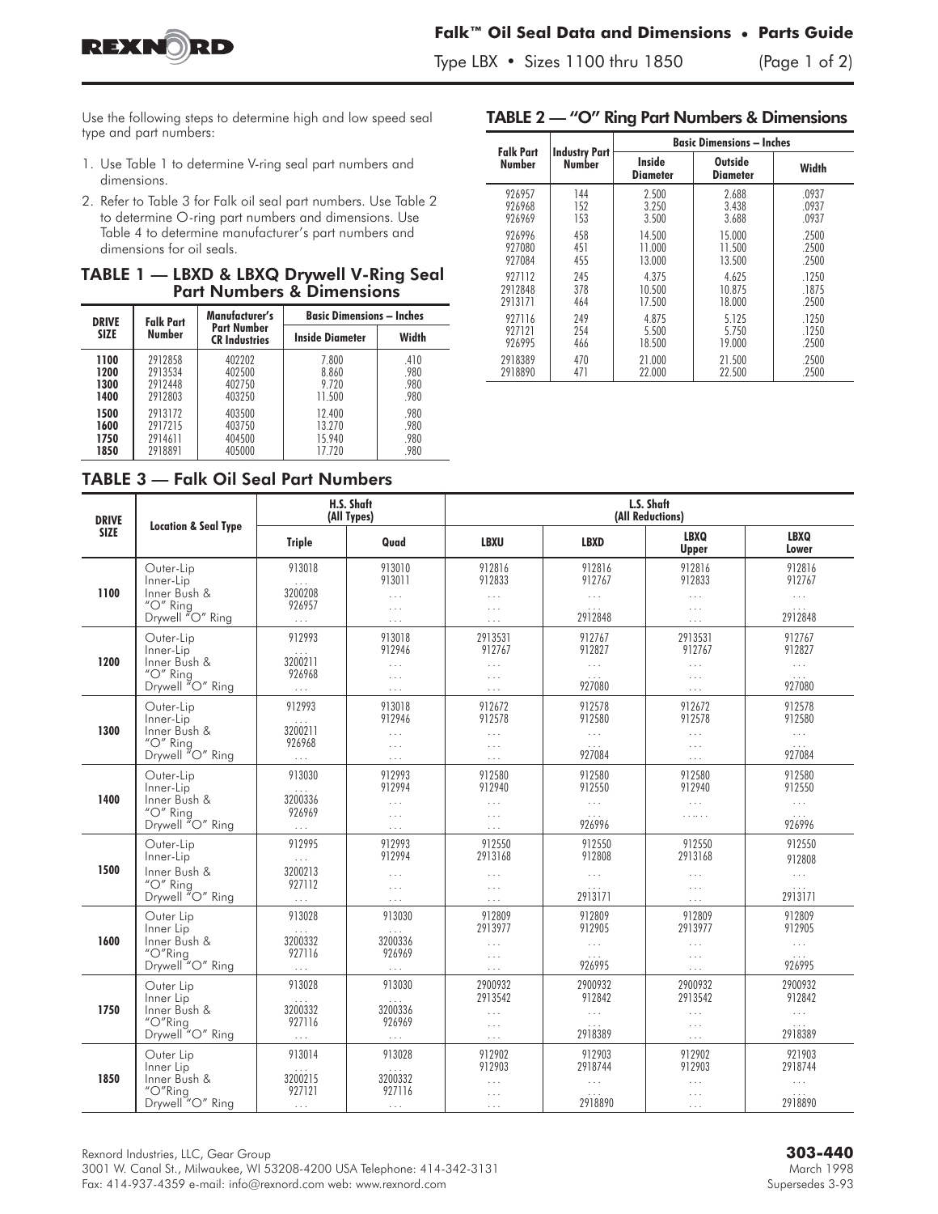# Falk™ Oil Seal Data and Dimensions • Parts Guide

Type LBX • Sizes 1100 thru 1850

Use the following steps to determine high and low speed seal type and part numbers:

1. Use Table 1 to determine V-ring seal part numbers and dimensions.
2. Refer to Table 3 for Falk oil seal part numbers. Use Table 2 to determine O-ring part numbers and dimensions. Use Table 4 to determine manufacturer's part numbers and dimensions for oil seals.

## TABLE 1 — LBXD & LBXQ Drywell V-Ring Seal Part Numbers & Dimensions

| DRIVE SIZE | Falk Part Number | Manufacturer's Part Number CR Industries | Basic Dimensions – Inches | |
|---|---|---|---|---|
| | | | Inside Diameter | Width |
| 1100 | 2912858 | 402202 | 7.800 | .410 |
| 1200 | 2913534 | 402500 | 8.860 | .980 |
| 1300 | 2912448 | 402750 | 9.720 | .980 |
| 1400 | 2912803 | 403250 | 11.500 | .980 |
| 1500 | 2913172 | 403500 | 12.400 | .980 |
| 1600 | 2917215 | 403750 | 13.270 | .980 |
| 1750 | 2914611 | 404500 | 15.940 | .980 |
| 1850 | 2918891 | 405000 | 17.720 | .980 |

## TABLE 2 — "O" Ring Part Numbers & Dimensions

| Falk Part Number | Industry Part Number | Basic Dimensions – Inches | | |
|---|---|---|---|---|
| | | Inside Diameter | Outside Diameter | Width |
| 926957 | 144 | 2.500 | 2.688 | .0937 |
| 926968 | 152 | 3.250 | 3.438 | .0937 |
| 926969 | 153 | 3.500 | 3.688 | .0937 |
| 926996 | 458 | 14.500 | 15.000 | .2500 |
| 927080 | 451 | 11.000 | 11.500 | .2500 |
| 927084 | 455 | 13.000 | 13.500 | .2500 |
| 927112 | 245 | 4.375 | 4.625 | .1250 |
| 2912848 | 378 | 10.500 | 10.875 | .1875 |
| 2913171 | 464 | 17.500 | 18.000 | .2500 |
| 927116 | 249 | 4.875 | 5.125 | .1250 |
| 927121 | 254 | 5.500 | 5.750 | .1250 |
| 926995 | 466 | 18.500 | 19.000 | .2500 |
| 2918389 | 470 | 21.000 | 21.500 | .2500 |
| 2918890 | 471 | 22.000 | 22.500 | .2500 |

## TABLE 3 — Falk Oil Seal Part Numbers

| DRIVE SIZE | Location & Seal Type | H.S. Shaft (All Types) | | L.S. Shaft (All Reductions) | | | |
|---|---|---|---|---|---|---|---|
| | | Triple | Quad | LBXU | LBXD | LBXQ Upper | LBXQ Lower |
| 1100 | Outer-Lip | 913018 | 913010 | 912816 | 912816 | 912816 | 912816 |
| | Inner-Lip | ... | 913011 | 912833 | 912767 | 912833 | 912767 |
| | Inner Bush & | 3200208 | ... | ... | ... | ... | ... |
| | "O" Ring | 926957 | ... | ... | ... | ... | ... |
| | Drywell "O" Ring | ... | ... | ... | 2912848 | ... | 2912848 |
| 1200 | Outer-Lip | 912993 | 913018 | 2913531 | 912767 | 2913531 | 912767 |
| | Inner-Lip | ... | 912946 | 912767 | 912827 | 912767 | 912827 |
| | Inner Bush & | 3200211 | ... | ... | ... | ... | ... |
| | "O" Ring | 926968 | ... | ... | ... | ... | ... |
| | Drywell "O" Ring | ... | ... | ... | 927080 | ... | 927080 |
| 1300 | Outer-Lip | 912993 | 913018 | 912672 | 912578 | 912672 | 912578 |
| | Inner-Lip | ... | 912946 | 912578 | 912580 | 912578 | 912580 |
| | Inner Bush & | 3200211 | ... | ... | ... | ... | ... |
| | "O" Ring | 926968 | ... | ... | ... | ... | ... |
| | Drywell "O" Ring | ... | ... | ... | 927084 | ... | 927084 |
| 1400 | Outer-Lip | 913030 | 912993 | 912580 | 912580 | 912580 | 912580 |
| | Inner-Lip | ... | 912994 | 912940 | 912550 | 912940 | 912550 |
| | Inner Bush & | 3200336 | ... | ... | ... | ... | ... |
| | "O" Ring | 926969 | ... | ... | ... | ...... | ... |
| | Drywell "O" Ring | ... | ... | ... | 926996 | ... | 926996 |
| 1500 | Outer-Lip | 912995 | 912993 | 912550 | 912550 | 912550 | 912550 |
| | Inner-Lip | ... | 912994 | 2913168 | 912808 | 2913168 | 912808 |
| | Inner Bush & | 3200213 | ... | ... | ... | ... | ... |
| | "O" Ring | 927112 | ... | ... | ... | ... | ... |
| | Drywell "O" Ring | ... | ... | ... | 2913171 | ... | 2913171 |
| 1600 | Outer Lip | 913028 | 913030 | 912809 | 912809 | 912809 | 912809 |
| | Inner Lip | ... | ... | 2913977 | 912905 | 2913977 | 912905 |
| | Inner Bush & | 3200332 | 3200336 | ... | ... | ... | ... |
| | "O"Ring | 927116 | 926969 | ... | ... | ... | ... |
| | Drywell "O" Ring | ... | ... | ... | 926995 | ... | 926995 |
| 1750 | Outer Lip | 913028 | 913030 | 2900932 | 2900932 | 2900932 | 2900932 |
| | Inner Lip | ... | ... | 2913542 | 912842 | 2913542 | 912842 |
| | Inner Bush & | 3200332 | 3200336 | ... | ... | ... | ... |
| | "O"Ring | 927116 | 926969 | ... | ... | ... | ... |
| | Drywell "O" Ring | ... | ... | ... | 2918389 | ... | 2918389 |
| 1850 | Outer Lip | 913014 | 913028 | 912902 | 912903 | 912902 | 921903 |
| | Inner Lip | ... | ... | 912903 | 2918744 | 912903 | 2918744 |
| | Inner Bush & | 3200215 | 3200332 | ... | ... | ... | ... |
| | "O"Ring | 927121 | 927116 | ... | ... | ... | ... |
| | Drywell "O" Ring | ... | ... | ... | 2918890 | ... | 2918890 |

Rexnord Industries, LLC, Gear Group
3001 W. Canal St., Milwaukee, WI 53208-4200 USA Telephone: 414-342-3131
Fax: 414-937-4359 e-mail: info@rexnord.com web: www.rexnord.com

**303-440**
March 1998
Supersedes 3-93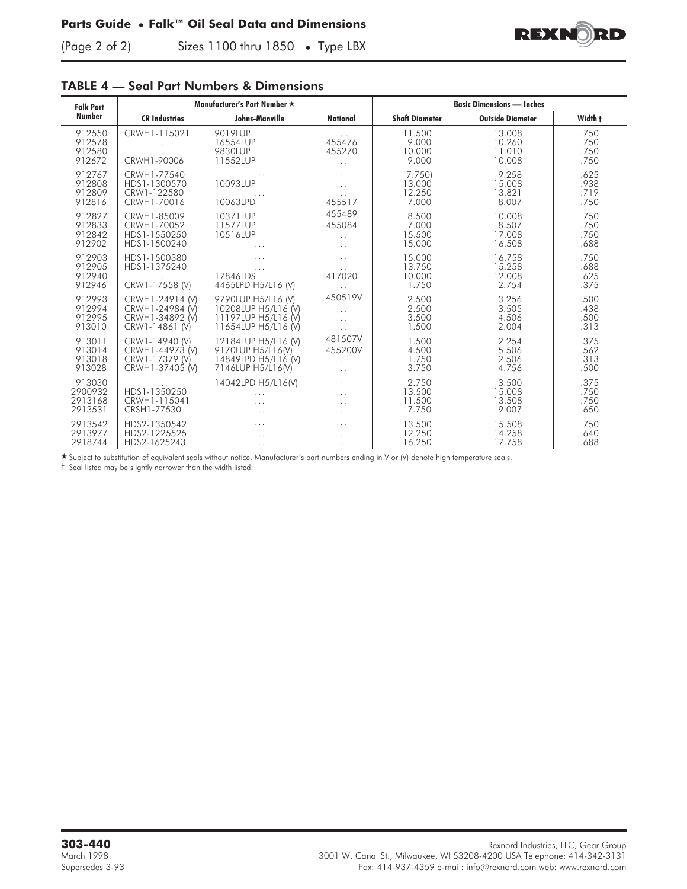## TABLE 4 — Seal Part Numbers & Dimensions

| Falk Part Number | Manufacturer's Part Number ★ | | | Basic Dimensions — Inches | | |
|---|---|---|---|---|---|---|
| | CR Industries | Johns-Manville | National | Shaft Diameter | Outside Diameter | Width † |
| 912550 | CRWH1-115021 | 9019LUP | ... | 11.500 | 13.008 | .750 |
| 912578 | ... | 16554LUP | 455476 | 9.000 | 10.260 | .750 |
| 912580 | ... | 9830LUP | 455270 | 10.000 | 11.010 | .750 |
| 912672 | CRWH1-90006 | 11552LUP | ... | 9.000 | 10.008 | .750 |
| 912767 | CRWH1-77540 | ... | ... | 7.750) | 9.258 | .625 |
| 912808 | HDS1-1300570 | 10093LUP | ... | 13.000 | 15.008 | .938 |
| 912809 | CRW1-122580 | ... | ... | 12.250 | 13.821 | .719 |
| 912816 | CRWH1-70016 | 10063LPD | 455517 | 7.000 | 8.007 | .750 |
| 912827 | CRWH1-85009 | 10371LUP | 455489 | 8.500 | 10.008 | .750 |
| 912833 | CRWH1-70052 | 11577LUP | 455084 | 7.000 | 8.507 | .750 |
| 912842 | HDS1-1550250 | 10516LUP | ... | 15.500 | 17.008 | .750 |
| 912902 | HDS1-1500240 | ... | ... | 15.000 | 16.508 | .688 |
| 912903 | HDS1-1500380 | ... | ... | 15.000 | 16.758 | .750 |
| 912905 | HDS1-1375240 | ... | ... | 13.750 | 15.258 | .688 |
| 912940 | ... | 17846LDS | 417020 | 10.000 | 12.008 | .625 |
| 912946 | CRW1-17558 (V) | 4465LPD H5/L16 (V) | ... | 1.750 | 2.754 | .375 |
| 912993 | CRWH1-24914 (V) | 9790LUP H5/L16 (V) | 450519V | 2.500 | 3.256 | .500 |
| 912994 | CRWH1-24984 (V) | 10208LUP H5/L16 (V) | ... | 2.500 | 3.505 | .438 |
| 912995 | CRWH1-34892 (V) | 11197LUP H5/L16 (V) | ... | 3.500 | 4.506 | .500 |
| 913010 | CRW1-14861 (V) | 11654LUP H5/L16 (V) | ... | 1.500 | 2.004 | .313 |
| 913011 | CRW1-14940 (V) | 12184LUP H5/L16 (V) | 481507V | 1.500 | 2.254 | .375 |
| 913014 | CRWH1-44973 (V) | 9170LUP H5/L16(V) | 455200V | 4.500 | 5.506 | .562 |
| 913018 | CRW1-17379 (V) | 14849LPD H5/L16 (V) | ... | 1.750 | 2.506 | .313 |
| 913028 | CRWH1-37405 (V) | 7146LUP H5/L16(V) | ... | 3.750 | 4.756 | .500 |
| 913030 | ... | 14042LPD H5/L16(V) | ... | 2.750 | 3.500 | .375 |
| 2900932 | HDS1-1350250 | ... | ... | 13.500 | 15.008 | .750 |
| 2913168 | CRWH1-115041 | ... | ... | 11.500 | 13.508 | .750 |
| 2913531 | CRSH1-77530 | ... | ... | 7.750 | 9.007 | .650 |
| 2913542 | HDS2-1350542 | ... | ... | 13.500 | 15.508 | .750 |
| 2913977 | HDS2-1225525 | ... | ... | 12.250 | 14.258 | .640 |
| 2918744 | HDS2-1625243 | ... | ... | 16.250 | 17.758 | .688 |

★ Subject to substitution of equivalent seals without notice. Manufacturer's part numbers ending in V or (V) denote high temperature seals.

† Seal listed may be slightly narrower than the width listed.

**303-440**
March 1998
Supersedes 3-93

Rexnord Industries, LLC, Gear Group
3001 W. Canal St., Milwaukee, WI 53208-4200 USA Telephone: 414-342-3131
Fax: 414-937-4359 e-mail: info@rexnord.com web: www.rexnord.com